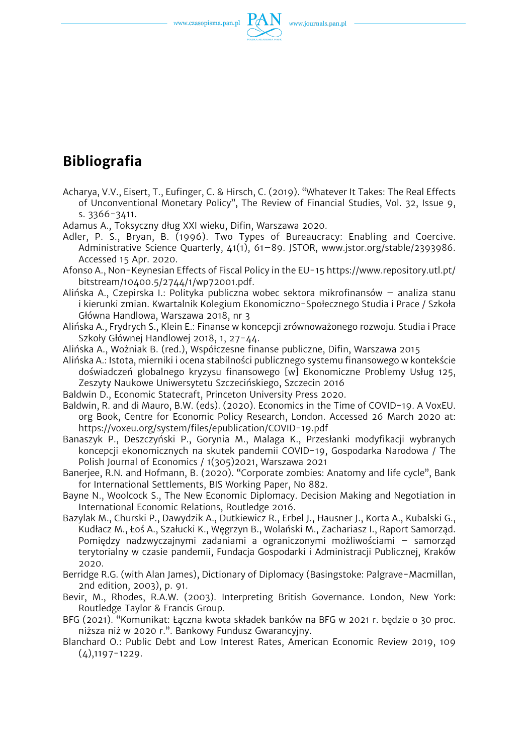# Bibliografia

Acharya, V.V., Eisert, T., Eufinger, C. & Hirsch, C. (2019). "Whatever It Takes: The Real Effects of Unconventional Monetary Policy", The Review of Financial Studies, Vol. 32, Issue 9, s. 3366-3411.

Adamus A., Toksyczny dług XXI wieku, Difin, Warszawa 2020.

Adler, P. S., Bryan, B. (1996). Two Types of Bureaucracy: Enabling and Coercive. Administrative Science Quarterly, 41(1), 61–89. JSTOR, www.jstor.org/stable/2393986. Accessed 15 Apr. 2020.

Afonso A., Non-Keynesian Effects of Fiscal Policy in the EU-15 https://www.repository.utl.pt/bitstream/10400.5/2744/1/wp72001.pdf.

Alińska A., Czepirska I.: Polityka publiczna wobec sektora mikrofinansów – analiza stanu i kierunki zmian. Kwartalnik Kolegium Ekonomiczno-Społecznego Studia i Prace / Szkoła Główna Handlowa, Warszawa 2018, nr 3

Alińska A., Frydrych S., Klein E.: Finanse w koncepcji zrównoważonego rozwoju. Studia i Prace Szkoły Głównej Handlowej 2018, 1, 27-44.

Alińska A., Woźniak B. (red.), Współczesne finanse publiczne, Difin, Warszawa 2015

Alińska A.: Istota, mierniki i ocena stabilności publicznego systemu finansowego w kontekście doświadczeń globalnego kryzysu finansowego [w] Ekonomiczne Problemy Usług 125, Zeszyty Naukowe Uniwersytetu Szczecińskiego, Szczecin 2016

Baldwin D., Economic Statecraft, Princeton University Press 2020.

Baldwin, R. and di Mauro, B.W. (eds). (2020). Economics in the Time of COVID-19. A VoxEU.org Book, Centre for Economic Policy Research, London. Accessed 26 March 2020 at: https://voxeu.org/system/files/epublication/COVID-19.pdf

Banaszyk P., Deszczyński P., Gorynia M., Malaga K., Przesłanki modyfikacji wybranych koncepcji ekonomicznych na skutek pandemii COVID-19, Gospodarka Narodowa / The Polish Journal of Economics / 1(305)2021, Warszawa 2021

Banerjee, R.N. and Hofmann, B. (2020). "Corporate zombies: Anatomy and life cycle", Bank for International Settlements, BIS Working Paper, No 882.

Bayne N., Woolcock S., The New Economic Diplomacy. Decision Making and Negotiation in International Economic Relations, Routledge 2016.

Bazylak M., Churski P., Dawydzik A., Dutkiewicz R., Erbel J., Hausner J., Korta A., Kubalski G., Kudłacz M., Łoś A., Szałucki K., Węgrzyn B., Wolański M., Zachariasz I., Raport Samorząd. Pomiędzy nadzwyczajnymi zadaniami a ograniczonymi możliwościami – samorząd terytorialny w czasie pandemii, Fundacja Gospodarki i Administracji Publicznej, Kraków 2020.

Berridge R.G. (with Alan James), Dictionary of Diplomacy (Basingstoke: Palgrave-Macmillan, 2nd edition, 2003), p. 91.

Bevir, M., Rhodes, R.A.W. (2003). Interpreting British Governance. London, New York: Routledge Taylor & Francis Group.

BFG (2021). "Komunikat: Łączna kwota składek banków na BFG w 2021 r. będzie o 30 proc. niższa niż w 2020 r.". Bankowy Fundusz Gwarancyjny.

Blanchard O.: Public Debt and Low Interest Rates, American Economic Review 2019, 109 (4),1197-1229.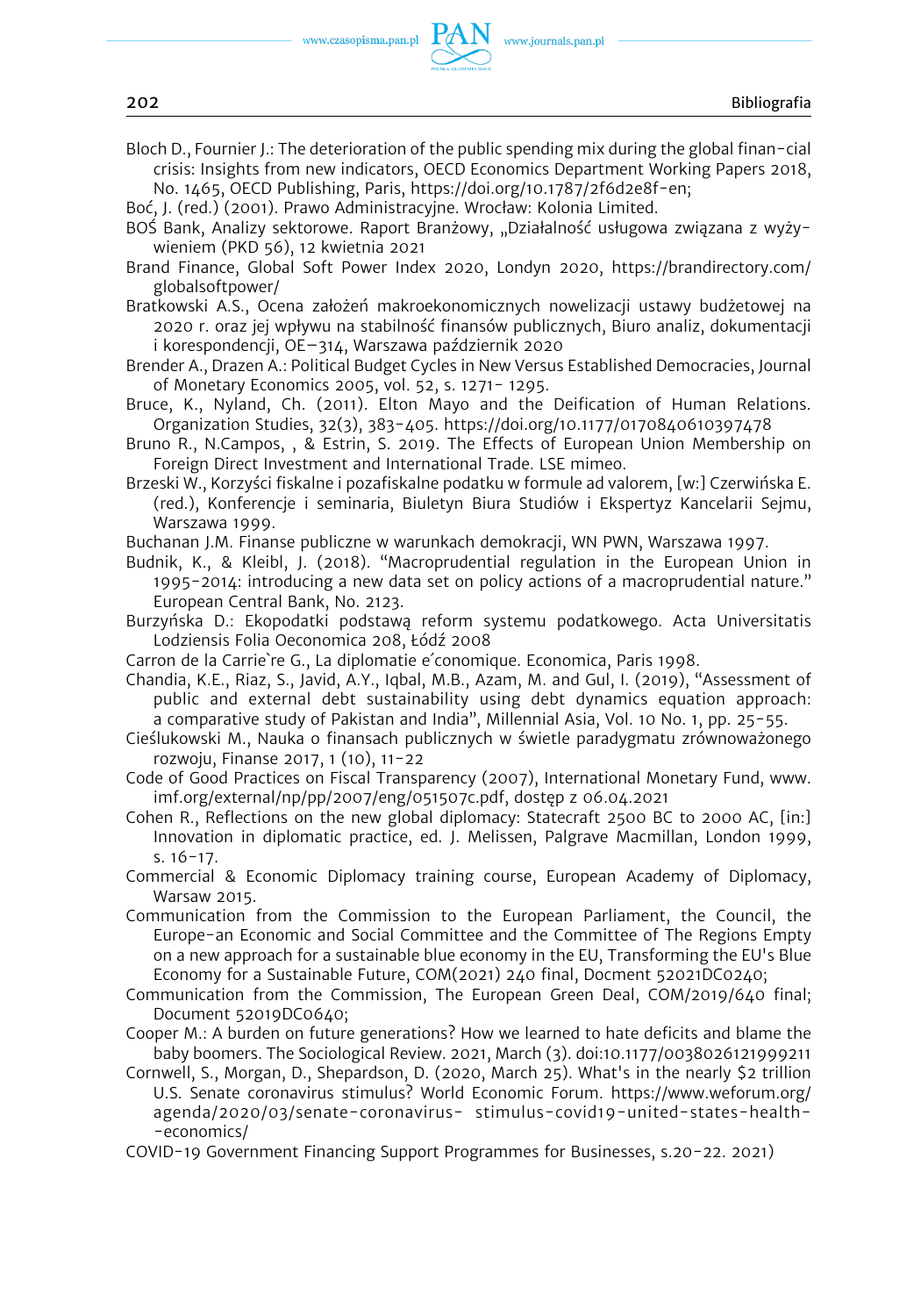Bloch D., Fournier J.: The deterioration of the public spending mix during the global finan-cial crisis: Insights from new indicators, OECD Economics Department Working Papers 2018, No. 1465, OECD Publishing, Paris, https://doi.org/10.1787/2f6d2e8f-en;

Boć, J. (red.) (2001). Prawo Administracyjne. Wrocław: Kolonia Limited.

BOŚ Bank, Analizy sektorowe. Raport Branżowy, „Działalność usługowa związana z wyży-wieniem (PKD 56), 12 kwietnia 2021

Brand Finance, Global Soft Power Index 2020, Londyn 2020, https://brandirectory.com/globalsoftpower/

Bratkowski A.S., Ocena założeń makroekonomicznych nowelizacji ustawy budżetowej na 2020 r. oraz jej wpływu na stabilność finansów publicznych, Biuro analiz, dokumentacji i korespondencji, OE–314, Warszawa październik 2020

Brender A., Drazen A.: Political Budget Cycles in New Versus Established Democracies, Journal of Monetary Economics 2005, vol. 52, s. 1271- 1295.

Bruce, K., Nyland, Ch. (2011). Elton Mayo and the Deification of Human Relations. Organization Studies, 32(3), 383-405. https://doi.org/10.1177/0170840610397478

Bruno R., N.Campos, , & Estrin, S. 2019. The Effects of European Union Membership on Foreign Direct Investment and International Trade. LSE mimeo.

Brzeski W., Korzyści fiskalne i pozafiskalne podatku w formule ad valorem, [w:] Czerwińska E. (red.), Konferencje i seminaria, Biuletyn Biura Studiów i Ekspertyz Kancelarii Sejmu, Warszawa 1999.

Buchanan J.M. Finanse publiczne w warunkach demokracji, WN PWN, Warszawa 1997.

Budnik, K., & Kleibl, J. (2018). "Macroprudential regulation in the European Union in 1995-2014: introducing a new data set on policy actions of a macroprudential nature." European Central Bank, No. 2123.

Burzyńska D.: Ekopodatki podstawą reform systemu podatkowego. Acta Universitatis Lodziensis Folia Oeconomica 208, Łódź 2008

Carron de la Carrie`re G., La diplomatie e´conomique. Economica, Paris 1998.

Chandia, K.E., Riaz, S., Javid, A.Y., Iqbal, M.B., Azam, M. and Gul, I. (2019), "Assessment of public and external debt sustainability using debt dynamics equation approach: a comparative study of Pakistan and India", Millennial Asia, Vol. 10 No. 1, pp. 25-55.

Cieślukowski M., Nauka o finansach publicznych w świetle paradygmatu zrównoważonego rozwoju, Finanse 2017, 1 (10), 11-22

Code of Good Practices on Fiscal Transparency (2007), International Monetary Fund, www.imf.org/external/np/pp/2007/eng/051507c.pdf, dostęp z 06.04.2021

Cohen R., Reflections on the new global diplomacy: Statecraft 2500 BC to 2000 AC, [in:] Innovation in diplomatic practice, ed. J. Melissen, Palgrave Macmillan, London 1999, s. 16-17.

Commercial & Economic Diplomacy training course, European Academy of Diplomacy, Warsaw 2015.

Communication from the Commission to the European Parliament, the Council, the Europe-an Economic and Social Committee and the Committee of The Regions Empty on a new approach for a sustainable blue economy in the EU, Transforming the EU's Blue Economy for a Sustainable Future, COM(2021) 240 final, Docment 52021DC0240;

Communication from the Commission, The European Green Deal, COM/2019/640 final; Document 52019DC0640;

Cooper M.: A burden on future generations? How we learned to hate deficits and blame the baby boomers. The Sociological Review. 2021, March (3). doi:10.1177/0038026121999211

Cornwell, S., Morgan, D., Shepardson, D. (2020, March 25). What's in the nearly $2 trillion U.S. Senate coronavirus stimulus? World Economic Forum. https://www.weforum.org/agenda/2020/03/senate-coronavirus- stimulus-covid19-united-states-health--economics/

COVID-19 Government Financing Support Programmes for Businesses, s.20-22. 2021)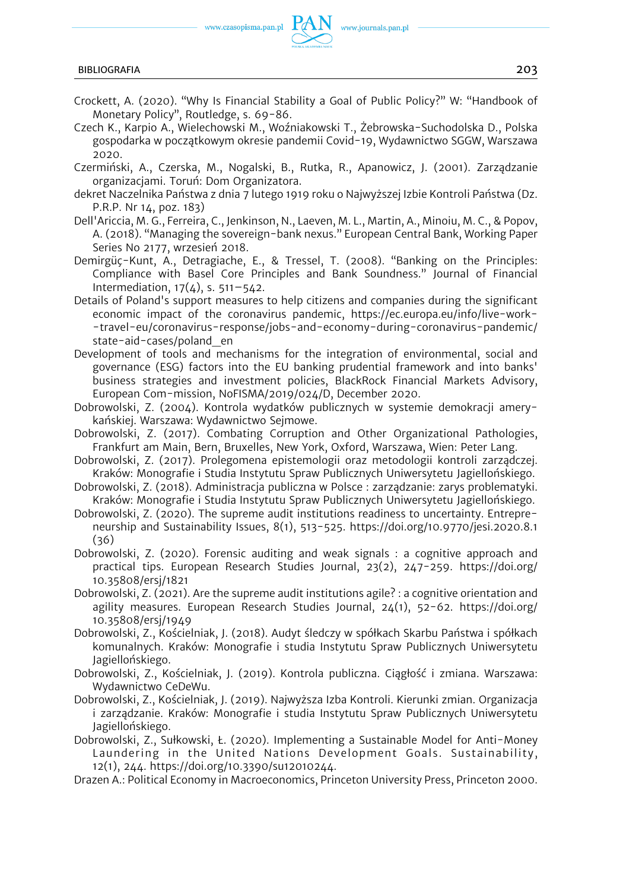Crockett, A. (2020). "Why Is Financial Stability a Goal of Public Policy?" W: "Handbook of Monetary Policy", Routledge, s. 69-86.

Czech K., Karpio A., Wielechowski M., Woźniakowski T., Żebrowska-Suchodolska D., Polska gospodarka w początkowym okresie pandemii Covid-19, Wydawnictwo SGGW, Warszawa 2020.

Czermiński, A., Czerska, M., Nogalski, B., Rutka, R., Apanowicz, J. (2001). Zarządzanie organizacjami. Toruń: Dom Organizatora.

dekret Naczelnika Państwa z dnia 7 lutego 1919 roku o Najwyższej Izbie Kontroli Państwa (Dz. P.R.P. Nr 14, poz. 183)

Dell'Ariccia, M. G., Ferreira, C., Jenkinson, N., Laeven, M. L., Martin, A., Minoiu, M. C., & Popov, A. (2018). "Managing the sovereign-bank nexus." European Central Bank, Working Paper Series No 2177, wrzesień 2018.

Demirgüç-Kunt, A., Detragiache, E., & Tressel, T. (2008). "Banking on the Principles: Compliance with Basel Core Principles and Bank Soundness." Journal of Financial Intermediation, 17(4), s. 511–542.

Details of Poland's support measures to help citizens and companies during the significant economic impact of the coronavirus pandemic, https://ec.europa.eu/info/live-work-travel-eu/coronavirus-response/jobs-and-economy-during-coronavirus-pandemic/state-aid-cases/poland_en

Development of tools and mechanisms for the integration of environmental, social and governance (ESG) factors into the EU banking prudential framework and into banks' business strategies and investment policies, BlackRock Financial Markets Advisory, European Com-mission, NoFISMA/2019/024/D, December 2020.

Dobrowolski, Z. (2004). Kontrola wydatków publicznych w systemie demokracji amerykańskiej. Warszawa: Wydawnictwo Sejmowe.

Dobrowolski, Z. (2017). Combating Corruption and Other Organizational Pathologies, Frankfurt am Main, Bern, Bruxelles, New York, Oxford, Warszawa, Wien: Peter Lang.

Dobrowolski, Z. (2017). Prolegomena epistemologii oraz metodologii kontroli zarządczej. Kraków: Monografie i Studia Instytutu Spraw Publicznych Uniwersytetu Jagiellońskiego.

Dobrowolski, Z. (2018). Administracja publiczna w Polsce : zarządzanie: zarys problematyki. Kraków: Monografie i Studia Instytutu Spraw Publicznych Uniwersytetu Jagiellońskiego.

Dobrowolski, Z. (2020). The supreme audit institutions readiness to uncertainty. Entrepreneurship and Sustainability Issues, 8(1), 513-525. https://doi.org/10.9770/jesi.2020.8.1(36)

Dobrowolski, Z. (2020). Forensic auditing and weak signals : a cognitive approach and practical tips. European Research Studies Journal, 23(2), 247-259. https://doi.org/10.35808/ersj/1821

Dobrowolski, Z. (2021). Are the supreme audit institutions agile? : a cognitive orientation and agility measures. European Research Studies Journal, 24(1), 52-62. https://doi.org/10.35808/ersj/1949

Dobrowolski, Z., Kościelniak, J. (2018). Audyt śledczy w spółkach Skarbu Państwa i spółkach komunalnych. Kraków: Monografie i studia Instytutu Spraw Publicznych Uniwersytetu Jagiellońskiego.

Dobrowolski, Z., Kościelniak, J. (2019). Kontrola publiczna. Ciągłość i zmiana. Warszawa: Wydawnictwo CeDeWu.

Dobrowolski, Z., Kościelniak, J. (2019). Najwyższa Izba Kontroli. Kierunki zmian. Organizacja i zarządzanie. Kraków: Monografie i studia Instytutu Spraw Publicznych Uniwersytetu Jagiellońskiego.

Dobrowolski, Z., Sułkowski, Ł. (2020). Implementing a Sustainable Model for Anti-Money Laundering in the United Nations Development Goals. Sustainability, 12(1), 244. https://doi.org/10.3390/su12010244.

Drazen A.: Political Economy in Macroeconomics, Princeton University Press, Princeton 2000.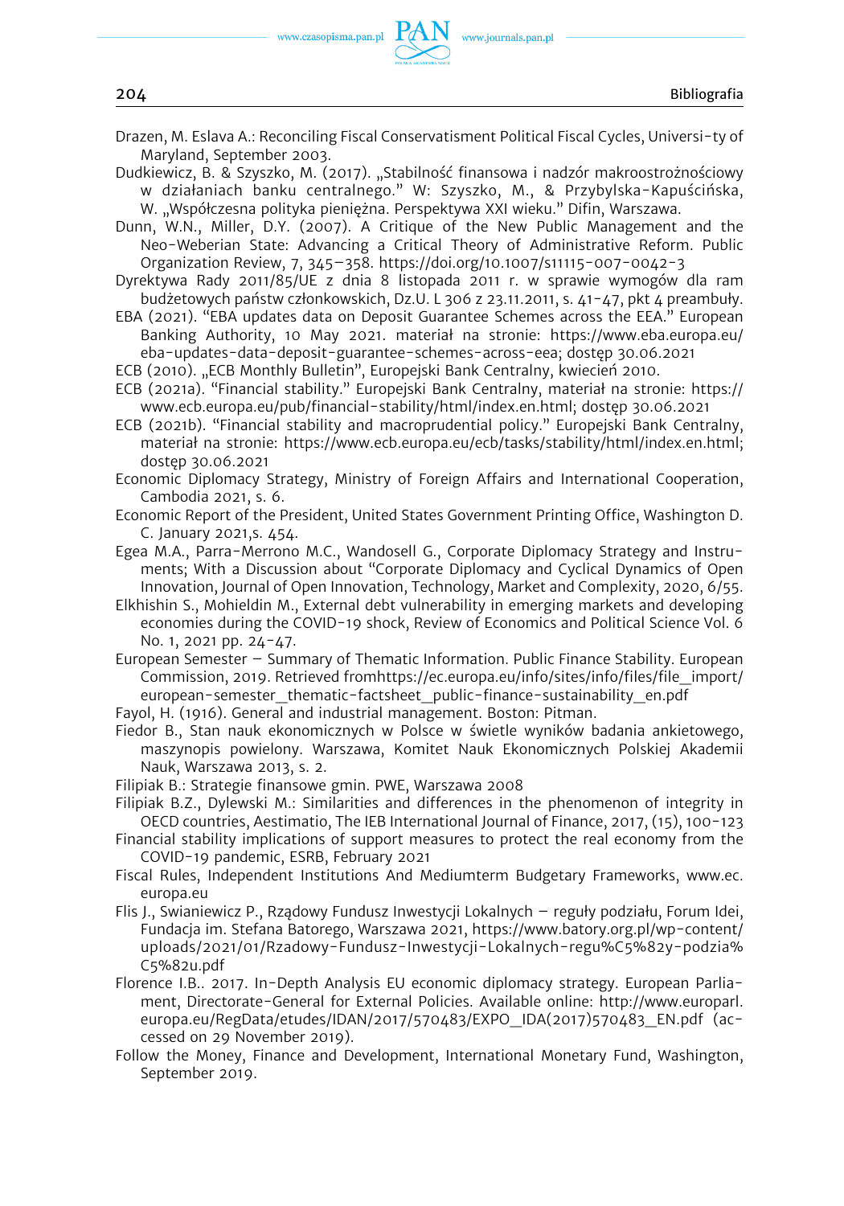Drazen, M. Eslava A.: Reconciling Fiscal Conservatisment Political Fiscal Cycles, Universi-ty of Maryland, September 2003.

Dudkiewicz, B. & Szyszko, M. (2017). „Stabilność finansowa i nadzór makroostrożnościowy w działaniach banku centralnego." W: Szyszko, M., & Przybylska-Kapuścińska, W. „Współczesna polityka pieniężna. Perspektywa XXI wieku." Difin, Warszawa.

Dunn, W.N., Miller, D.Y. (2007). A Critique of the New Public Management and the Neo-Weberian State: Advancing a Critical Theory of Administrative Reform. Public Organization Review, 7, 345–358. https://doi.org/10.1007/s11115-007-0042-3

Dyrektywa Rady 2011/85/UE z dnia 8 listopada 2011 r. w sprawie wymogów dla ram budżetowych państw członkowskich, Dz.U. L 306 z 23.11.2011, s. 41-47, pkt 4 preambuły.

EBA (2021). "EBA updates data on Deposit Guarantee Schemes across the EEA." European Banking Authority, 10 May 2021. materiał na stronie: https://www.eba.europa.eu/eba-updates-data-deposit-guarantee-schemes-across-eea; dostęp 30.06.2021

ECB (2010). „ECB Monthly Bulletin", Europejski Bank Centralny, kwiecień 2010.

ECB (2021a). "Financial stability." Europejski Bank Centralny, materiał na stronie: https://www.ecb.europa.eu/pub/financial-stability/html/index.en.html; dostęp 30.06.2021

ECB (2021b). "Financial stability and macroprudential policy." Europejski Bank Centralny, materiał na stronie: https://www.ecb.europa.eu/ecb/tasks/stability/html/index.en.html; dostęp 30.06.2021

Economic Diplomacy Strategy, Ministry of Foreign Affairs and International Cooperation, Cambodia 2021, s. 6.

Economic Report of the President, United States Government Printing Office, Washington D. C. January 2021,s. 454.

Egea M.A., Parra-Merrono M.C., Wandosell G., Corporate Diplomacy Strategy and Instruments; With a Discussion about "Corporate Diplomacy and Cyclical Dynamics of Open Innovation, Journal of Open Innovation, Technology, Market and Complexity, 2020, 6/55.

Elkhishin S., Mohieldin M., External debt vulnerability in emerging markets and developing economies during the COVID-19 shock, Review of Economics and Political Science Vol. 6 No. 1, 2021 pp. 24-47.

European Semester – Summary of Thematic Information. Public Finance Stability. European Commission, 2019. Retrieved fromhttps://ec.europa.eu/info/sites/info/files/file_import/european-semester_thematic-factsheet_public-finance-sustainability_en.pdf

Fayol, H. (1916). General and industrial management. Boston: Pitman.

Fiedor B., Stan nauk ekonomicznych w Polsce w świetle wyników badania ankietowego, maszynopis powielony. Warszawa, Komitet Nauk Ekonomicznych Polskiej Akademii Nauk, Warszawa 2013, s. 2.

Filipiak B.: Strategie finansowe gmin. PWE, Warszawa 2008

Filipiak B.Z., Dylewski M.: Similarities and differences in the phenomenon of integrity in OECD countries, Aestimatio, The IEB International Journal of Finance, 2017, (15), 100-123

Financial stability implications of support measures to protect the real economy from the COVID-19 pandemic, ESRB, February 2021

Fiscal Rules, Independent Institutions And Mediumterm Budgetary Frameworks, www.ec.europa.eu

Flis J., Swianiewicz P., Rządowy Fundusz Inwestycji Lokalnych – reguły podziału, Forum Idei, Fundacja im. Stefana Batorego, Warszawa 2021, https://www.batory.org.pl/wp-content/uploads/2021/01/Rzadowy-Fundusz-Inwestycji-Lokalnych-regu%C5%82y-podzia%C5%82u.pdf

Florence I.B.. 2017. In-Depth Analysis EU economic diplomacy strategy. European Parliament, Directorate-General for External Policies. Available online: http://www.europarl.europa.eu/RegData/etudes/IDAN/2017/570483/EXPO_IDA(2017)570483_EN.pdf (accessed on 29 November 2019).

Follow the Money, Finance and Development, International Monetary Fund, Washington, September 2019.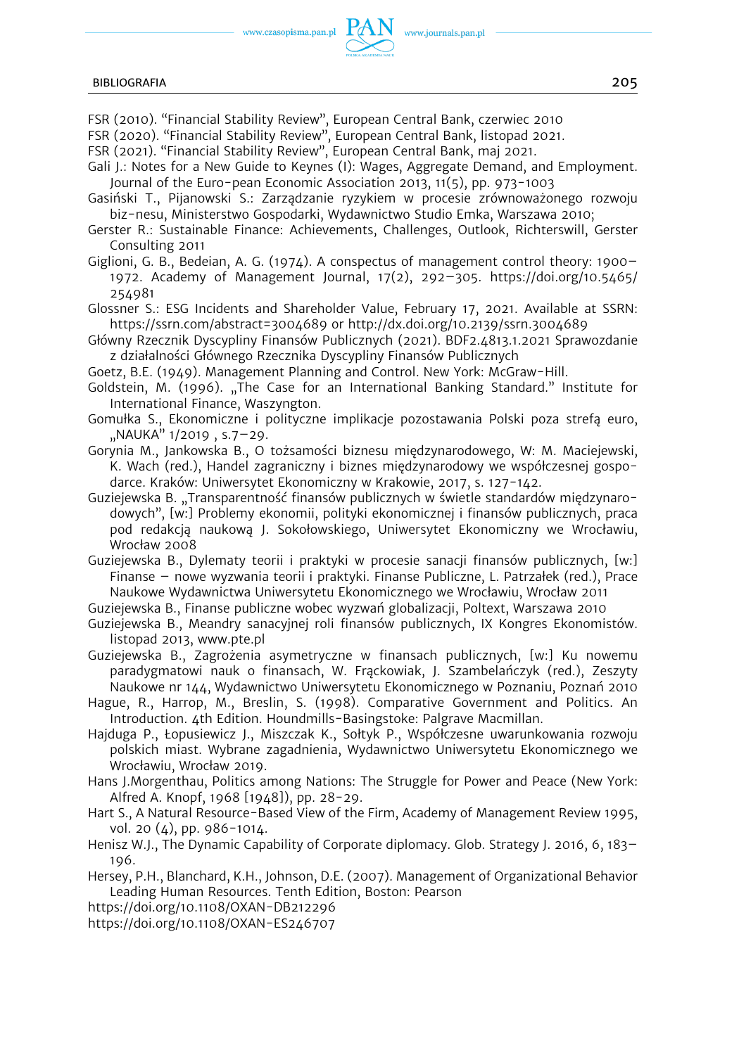FSR (2010). "Financial Stability Review", European Central Bank, czerwiec 2010

FSR (2020). "Financial Stability Review", European Central Bank, listopad 2021.

FSR (2021). "Financial Stability Review", European Central Bank, maj 2021.

Gali J.: Notes for a New Guide to Keynes (I): Wages, Aggregate Demand, and Employment. Journal of the Euro-pean Economic Association 2013, 11(5), pp. 973-1003

Gasiński T., Pijanowski S.: Zarządzanie ryzykiem w procesie zrównoważonego rozwoju biz-nesu, Ministerstwo Gospodarki, Wydawnictwo Studio Emka, Warszawa 2010;

Gerster R.: Sustainable Finance: Achievements, Challenges, Outlook, Richterswill, Gerster Consulting 2011

Giglioni, G. B., Bedeian, A. G. (1974). A conspectus of management control theory: 1900–1972. Academy of Management Journal, 17(2), 292–305. https://doi.org/10.5465/254981

Glossner S.: ESG Incidents and Shareholder Value, February 17, 2021. Available at SSRN: https://ssrn.com/abstract=3004689 or http://dx.doi.org/10.2139/ssrn.3004689

Główny Rzecznik Dyscypliny Finansów Publicznych (2021). BDF2.4813.1.2021 Sprawozdanie z działalności Głównego Rzecznika Dyscypliny Finansów Publicznych

Goetz, B.E. (1949). Management Planning and Control. New York: McGraw-Hill.

Goldstein, M. (1996). „The Case for an International Banking Standard." Institute for International Finance, Waszyngton.

Gomułka S., Ekonomiczne i polityczne implikacje pozostawania Polski poza strefą euro, „NAUKA" 1/2019 , s.7–29.

Gorynia M., Jankowska B., O tożsamości biznesu międzynarodowego, W: M. Maciejewski, K. Wach (red.), Handel zagraniczny i biznes międzynarodowy we współczesnej gospodarce. Kraków: Uniwersytet Ekonomiczny w Krakowie, 2017, s. 127-142.

Guziejewska B. „Transparentność finansów publicznych w świetle standardów międzynarodowych", [w:] Problemy ekonomii, polityki ekonomicznej i finansów publicznych, praca pod redakcją naukową J. Sokołowskiego, Uniwersytet Ekonomiczny we Wrocławiu, Wrocław 2008

Guziejewska B., Dylematy teorii i praktyki w procesie sanacji finansów publicznych, [w:] Finanse – nowe wyzwania teorii i praktyki. Finanse Publiczne, L. Patrzałek (red.), Prace Naukowe Wydawnictwa Uniwersytetu Ekonomicznego we Wrocławiu, Wrocław 2011

Guziejewska B., Finanse publiczne wobec wyzwań globalizacji, Poltext, Warszawa 2010

Guziejewska B., Meandry sanacyjnej roli finansów publicznych, IX Kongres Ekonomistów. listopad 2013, www.pte.pl

Guziejewska B., Zagrożenia asymetryczne w finansach publicznych, [w:] Ku nowemu paradygmatowi nauk o finansach, W. Frąckowiak, J. Szambelańczyk (red.), Zeszyty Naukowe nr 144, Wydawnictwo Uniwersytetu Ekonomicznego w Poznaniu, Poznań 2010

Hague, R., Harrop, M., Breslin, S. (1998). Comparative Government and Politics. An Introduction. 4th Edition. Houndmills-Basingstoke: Palgrave Macmillan.

Hajduga P., Łopusiewicz J., Miszczak K., Sołtyk P., Współczesne uwarunkowania rozwoju polskich miast. Wybrane zagadnienia, Wydawnictwo Uniwersytetu Ekonomicznego we Wrocławiu, Wrocław 2019.

Hans J.Morgenthau, Politics among Nations: The Struggle for Power and Peace (New York: Alfred A. Knopf, 1968 [1948]), pp. 28-29.

Hart S., A Natural Resource-Based View of the Firm, Academy of Management Review 1995, vol. 20 (4), pp. 986-1014.

Henisz W.J., The Dynamic Capability of Corporate diplomacy. Glob. Strategy J. 2016, 6, 183–196.

Hersey, P.H., Blanchard, K.H., Johnson, D.E. (2007). Management of Organizational Behavior Leading Human Resources. Tenth Edition, Boston: Pearson

https://doi.org/10.1108/OXAN-DB212296

https://doi.org/10.1108/OXAN-ES246707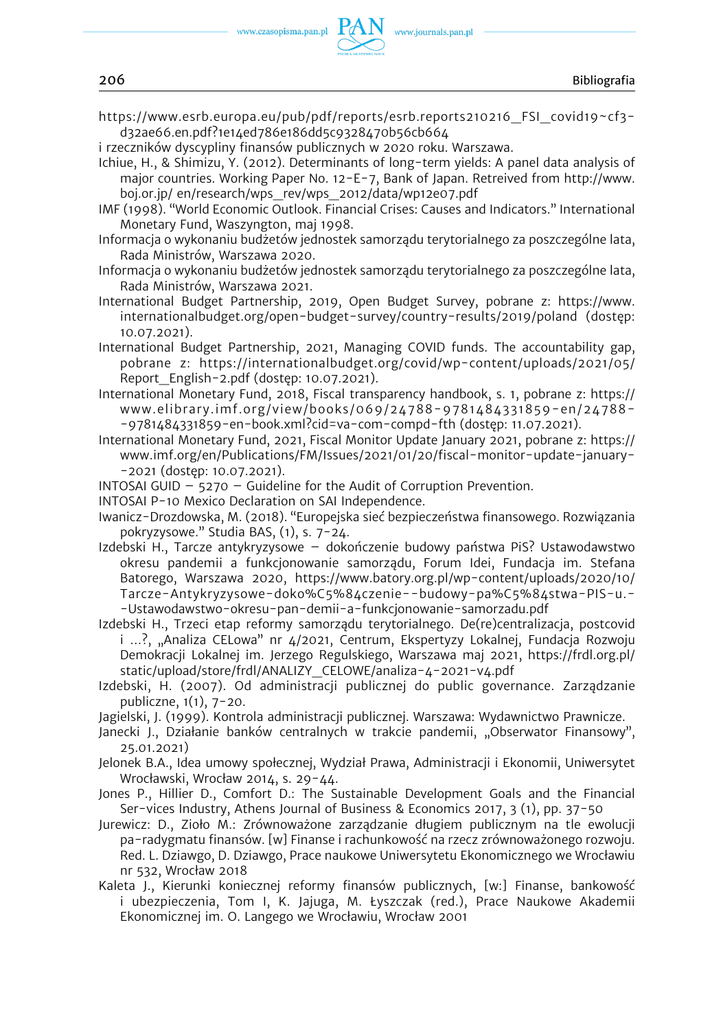https://www.esrb.europa.eu/pub/pdf/reports/esrb.reports210216_FSI_covid19~cf3-d32ae66.en.pdf?1e14ed786e186dd5c9328470b56cb664

i rzeczników dyscypliny finansów publicznych w 2020 roku. Warszawa.

Ichiue, H., & Shimizu, Y. (2012). Determinants of long-term yields: A panel data analysis of major countries. Working Paper No. 12-E-7, Bank of Japan. Retreived from http://www.boj.or.jp/ en/research/wps_rev/wps_2012/data/wp12e07.pdf

IMF (1998). "World Economic Outlook. Financial Crises: Causes and Indicators." International Monetary Fund, Waszyngton, maj 1998.

Informacja o wykonaniu budżetów jednostek samorządu terytorialnego za poszczególne lata, Rada Ministrów, Warszawa 2020.

Informacja o wykonaniu budżetów jednostek samorządu terytorialnego za poszczególne lata, Rada Ministrów, Warszawa 2021.

International Budget Partnership, 2019, Open Budget Survey, pobrane z: https://www.internationalbudget.org/open-budget-survey/country-results/2019/poland (dostęp: 10.07.2021).

International Budget Partnership, 2021, Managing COVID funds. The accountability gap, pobrane z: https://internationalbudget.org/covid/wp-content/uploads/2021/05/Report_English-2.pdf (dostęp: 10.07.2021).

International Monetary Fund, 2018, Fiscal transparency handbook, s. 1, pobrane z: https://www.elibrary.imf.org/view/books/069/24788-9781484331859-en/24788--9781484331859-en-book.xml?cid=va-com-compd-fth (dostęp: 11.07.2021).

International Monetary Fund, 2021, Fiscal Monitor Update January 2021, pobrane z: https://www.imf.org/en/Publications/FM/Issues/2021/01/20/fiscal-monitor-update-january--2021 (dostęp: 10.07.2021).

INTOSAI GUID – 5270 – Guideline for the Audit of Corruption Prevention.

INTOSAI P-10 Mexico Declaration on SAI Independence.

Iwanicz-Drozdowska, M. (2018). "Europejska sieć bezpieczeństwa finansowego. Rozwiązania pokryzysowe." Studia BAS, (1), s. 7-24.

Izdebski H., Tarcze antykryzysowe – dokończenie budowy państwa PiS? Ustawodawstwo okresu pandemii a funkcjonowanie samorządu, Forum Idei, Fundacja im. Stefana Batorego, Warszawa 2020, https://www.batory.org.pl/wp-content/uploads/2020/10/Tarcze-Antykryzysowe-doko%C5%84czenie--budowy-pa%C5%84stwa-PIS-u.--Ustawodawstwo-okresu-pan-demii-a-funkcjonowanie-samorzadu.pdf

Izdebski H., Trzeci etap reformy samorządu terytorialnego. De(re)centralizacja, postcovid i ...?, „Analiza CELowa" nr 4/2021, Centrum, Ekspertyzy Lokalnej, Fundacja Rozwoju Demokracji Lokalnej im. Jerzego Regulskiego, Warszawa maj 2021, https://frdl.org.pl/static/upload/store/frdl/ANALIZY_CELOWE/analiza-4-2021-v4.pdf

Izdebski, H. (2007). Od administracji publicznej do public governance. Zarządzanie publiczne, 1(1), 7-20.

Jagielski, J. (1999). Kontrola administracji publicznej. Warszawa: Wydawnictwo Prawnicze.

Janecki J., Działanie banków centralnych w trakcie pandemii, „Obserwator Finansowy", 25.01.2021)

Jelonek B.A., Idea umowy społecznej, Wydział Prawa, Administracji i Ekonomii, Uniwersytet Wrocławski, Wrocław 2014, s. 29-44.

Jones P., Hillier D., Comfort D.: The Sustainable Development Goals and the Financial Ser-vices Industry, Athens Journal of Business & Economics 2017, 3 (1), pp. 37-50

Jurewicz: D., Zioło M.: Zrównoważone zarządzanie długiem publicznym na tle ewolucji pa-radygmatu finansów. [w] Finanse i rachunkowość na rzecz zrównoważonego rozwoju. Red. L. Dziawgo, D. Dziawgo, Prace naukowe Uniwersytetu Ekonomicznego we Wrocławiu nr 532, Wrocław 2018

Kaleta J., Kierunki koniecznej reformy finansów publicznych, [w:] Finanse, bankowość i ubezpieczenia, Tom I, K. Jajuga, M. Łyszczak (red.), Prace Naukowe Akademii Ekonomicznej im. O. Langego we Wrocławiu, Wrocław 2001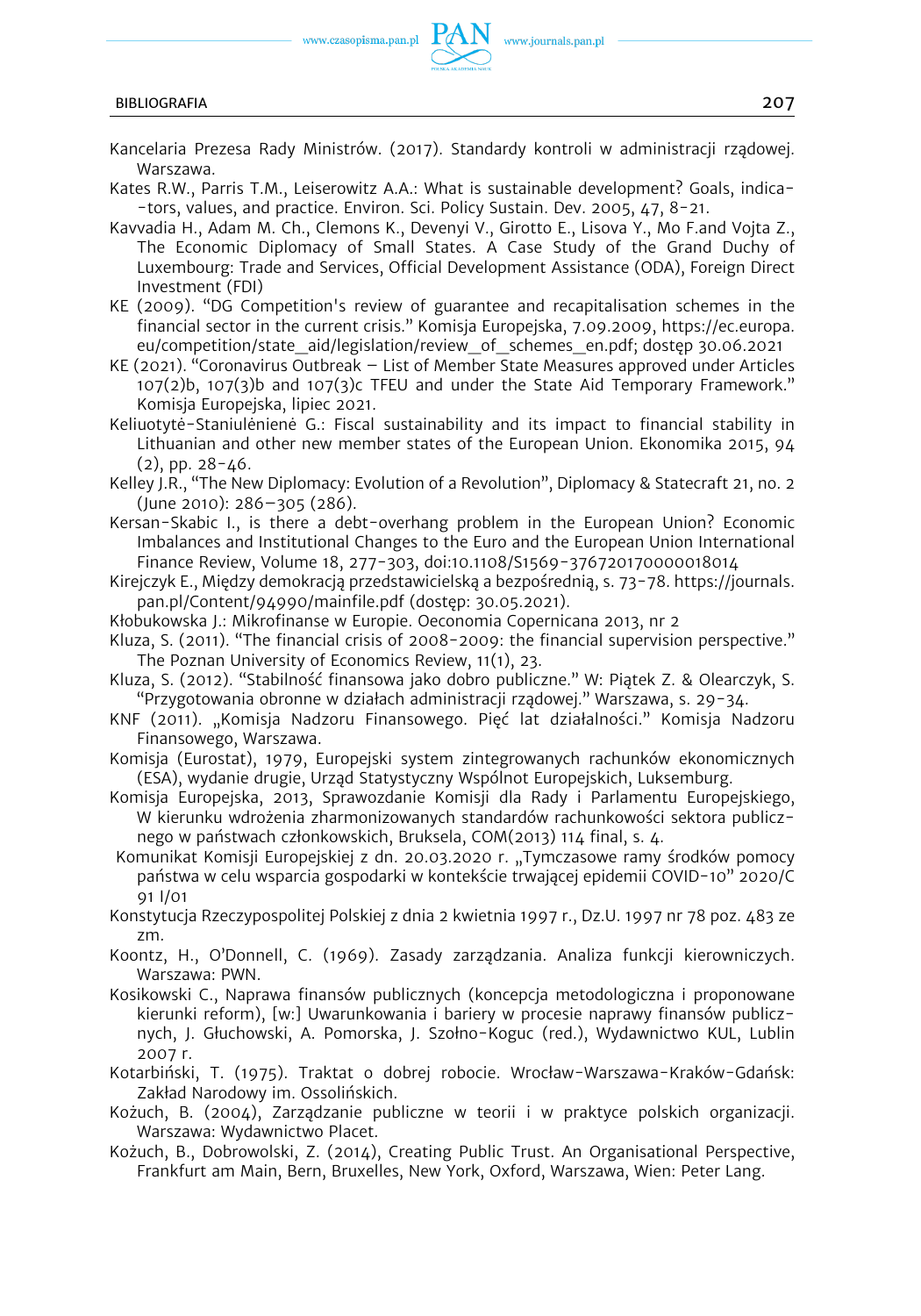Kancelaria Prezesa Rady Ministrów. (2017). Standardy kontroli w administracji rządowej. Warszawa.

Kates R.W., Parris T.M., Leiserowitz A.A.: What is sustainable development? Goals, indica--tors, values, and practice. Environ. Sci. Policy Sustain. Dev. 2005, 47, 8-21.

Kavvadia H., Adam M. Ch., Clemons K., Devenyi V., Girotto E., Lisova Y., Mo F.and Vojta Z., The Economic Diplomacy of Small States. A Case Study of the Grand Duchy of Luxembourg: Trade and Services, Official Development Assistance (ODA), Foreign Direct Investment (FDI)

KE (2009). "DG Competition's review of guarantee and recapitalisation schemes in the financial sector in the current crisis." Komisja Europejska, 7.09.2009, https://ec.europa.eu/competition/state_aid/legislation/review_of_schemes_en.pdf; dostęp 30.06.2021

KE (2021). "Coronavirus Outbreak – List of Member State Measures approved under Articles 107(2)b, 107(3)b and 107(3)c TFEU and under the State Aid Temporary Framework." Komisja Europejska, lipiec 2021.

Keliuotytė-Staniulėnienė G.: Fiscal sustainability and its impact to financial stability in Lithuanian and other new member states of the European Union. Ekonomika 2015, 94 (2), pp. 28-46.

Kelley J.R., "The New Diplomacy: Evolution of a Revolution", Diplomacy & Statecraft 21, no. 2 (June 2010): 286–305 (286).

Kersan-Skabic I., is there a debt-overhang problem in the European Union? Economic Imbalances and Institutional Changes to the Euro and the European Union International Finance Review, Volume 18, 277-303, doi:10.1108/S1569-376720170000018014

Kirejczyk E., Między demokracją przedstawicielską a bezpośrednią, s. 73-78. https://journals.pan.pl/Content/94990/mainfile.pdf (dostęp: 30.05.2021).

Kłobukowska J.: Mikrofinanse w Europie. Oeconomia Copernicana 2013, nr 2

Kluza, S. (2011). "The financial crisis of 2008-2009: the financial supervision perspective." The Poznan University of Economics Review, 11(1), 23.

Kluza, S. (2012). "Stabilność finansowa jako dobro publiczne." W: Piątek Z. & Olearczyk, S. "Przygotowania obronne w działach administracji rządowej." Warszawa, s. 29-34.

KNF (2011). „Komisja Nadzoru Finansowego. Pięć lat działalności." Komisja Nadzoru Finansowego, Warszawa.

Komisja (Eurostat), 1979, Europejski system zintegrowanych rachunków ekonomicznych (ESA), wydanie drugie, Urząd Statystyczny Wspólnot Europejskich, Luksemburg.

Komisja Europejska, 2013, Sprawozdanie Komisji dla Rady i Parlamentu Europejskiego, W kierunku wdrożenia zharmonizowanych standardów rachunkowości sektora publicznego w państwach członkowskich, Bruksela, COM(2013) 114 final, s. 4.

Komunikat Komisji Europejskiej z dn. 20.03.2020 r. „Tymczasowe ramy środków pomocy państwa w celu wsparcia gospodarki w kontekście trwającej epidemii COVID-10" 2020/C 91 I/01

Konstytucja Rzeczypospolitej Polskiej z dnia 2 kwietnia 1997 r., Dz.U. 1997 nr 78 poz. 483 ze zm.

Koontz, H., O'Donnell, C. (1969). Zasady zarządzania. Analiza funkcji kierowniczych. Warszawa: PWN.

Kosikowski C., Naprawa finansów publicznych (koncepcja metodologiczna i proponowane kierunki reform), [w:] Uwarunkowania i bariery w procesie naprawy finansów publicznych, J. Głuchowski, A. Pomorska, J. Szołno-Koguc (red.), Wydawnictwo KUL, Lublin 2007 r.

Kotarbiński, T. (1975). Traktat o dobrej robocie. Wrocław-Warszawa-Kraków-Gdańsk: Zakład Narodowy im. Ossolińskich.

Kożuch, B. (2004), Zarządzanie publiczne w teorii i w praktyce polskich organizacji. Warszawa: Wydawnictwo Placet.

Kożuch, B., Dobrowolski, Z. (2014), Creating Public Trust. An Organisational Perspective, Frankfurt am Main, Bern, Bruxelles, New York, Oxford, Warszawa, Wien: Peter Lang.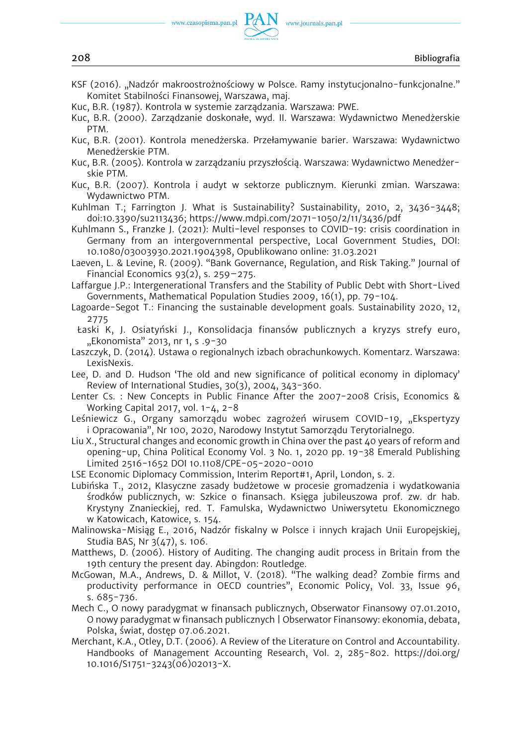KSF (2016). „Nadzór makroostrożnościowy w Polsce. Ramy instytucjonalno-funkcjonalne." Komitet Stabilności Finansowej, Warszawa, maj.

Kuc, B.R. (1987). Kontrola w systemie zarządzania. Warszawa: PWE.

Kuc, B.R. (2000). Zarządzanie doskonałe, wyd. II. Warszawa: Wydawnictwo Menedżerskie PTM.

Kuc, B.R. (2001). Kontrola menedżerska. Przełamywanie barier. Warszawa: Wydawnictwo Menedżerskie PTM.

Kuc, B.R. (2005). Kontrola w zarządzaniu przyszłością. Warszawa: Wydawnictwo Menedżerskie PTM.

Kuc, B.R. (2007). Kontrola i audyt w sektorze publicznym. Kierunki zmian. Warszawa: Wydawnictwo PTM.

Kuhlman T.; Farrington J. What is Sustainability? Sustainability, 2010, 2, 3436-3448; doi:10.3390/su2113436; https://www.mdpi.com/2071-1050/2/11/3436/pdf

Kuhlmann S., Franzke J. (2021): Multi-level responses to COVID-19: crisis coordination in Germany from an intergovernmental perspective, Local Government Studies, DOI: 10.1080/03003930.2021.1904398, Opublikowano online: 31.03.2021

Laeven, L. & Levine, R. (2009). "Bank Governance, Regulation, and Risk Taking." Journal of Financial Economics 93(2), s. 259–275.

Laffargue J.P.: Intergenerational Transfers and the Stability of Public Debt with Short-Lived Governments, Mathematical Population Studies 2009, 16(1), pp. 79-104.

Lagoarde-Segot T.: Financing the sustainable development goals. Sustainability 2020, 12, 2775

Łaski K, J. Osiatyński J., Konsolidacja finansów publicznych a kryzys strefy euro, „Ekonomista" 2013, nr 1, s .9-30

Laszczyk, D. (2014). Ustawa o regionalnych izbach obrachunkowych. Komentarz. Warszawa: LexisNexis.

Lee, D. and D. Hudson 'The old and new significance of political economy in diplomacy' Review of International Studies, 30(3), 2004, 343-360.

Lenter Cs. : New Concepts in Public Finance After the 2007-2008 Crisis, Economics & Working Capital 2017, vol. 1-4, 2-8

Leśniewicz G., Organy samorządu wobec zagrożeń wirusem COVID-19, „Ekspertyzy i Opracowania", Nr 100, 2020, Narodowy Instytut Samorządu Terytorialnego.

Liu X., Structural changes and economic growth in China over the past 40 years of reform and opening-up, China Political Economy Vol. 3 No. 1, 2020 pp. 19-38 Emerald Publishing Limited 2516-1652 DOI 10.1108/CPE-05-2020-0010

LSE Economic Diplomacy Commission, Interim Report#1, April, London, s. 2.

Lubińska T., 2012, Klasyczne zasady budżetowe w procesie gromadzenia i wydatkowania środków publicznych, w: Szkice o finansach. Księga jubileuszowa prof. zw. dr hab. Krystyny Znanieckiej, red. T. Famulska, Wydawnictwo Uniwersytetu Ekonomicznego w Katowicach, Katowice, s. 154.

Malinowska-Misiąg E., 2016, Nadzór fiskalny w Polsce i innych krajach Unii Europejskiej, Studia BAS, Nr 3(47), s. 106.

Matthews, D. (2006). History of Auditing. The changing audit process in Britain from the 19th century the present day. Abingdon: Routledge.

McGowan, M.A., Andrews, D. & Millot, V. (2018). "The walking dead? Zombie firms and productivity performance in OECD countries", Economic Policy, Vol. 33, Issue 96, s. 685-736.

Mech C., O nowy paradygmat w finansach publicznych, Obserwator Finansowy 07.01.2010, O nowy paradygmat w finansach publicznych | Obserwator Finansowy: ekonomia, debata, Polska, świat, dostęp 07.06.2021.

Merchant, K.A., Otley, D.T. (2006). A Review of the Literature on Control and Accountability. Handbooks of Management Accounting Research, Vol. 2, 285-802. https://doi.org/10.1016/S1751-3243(06)02013-X.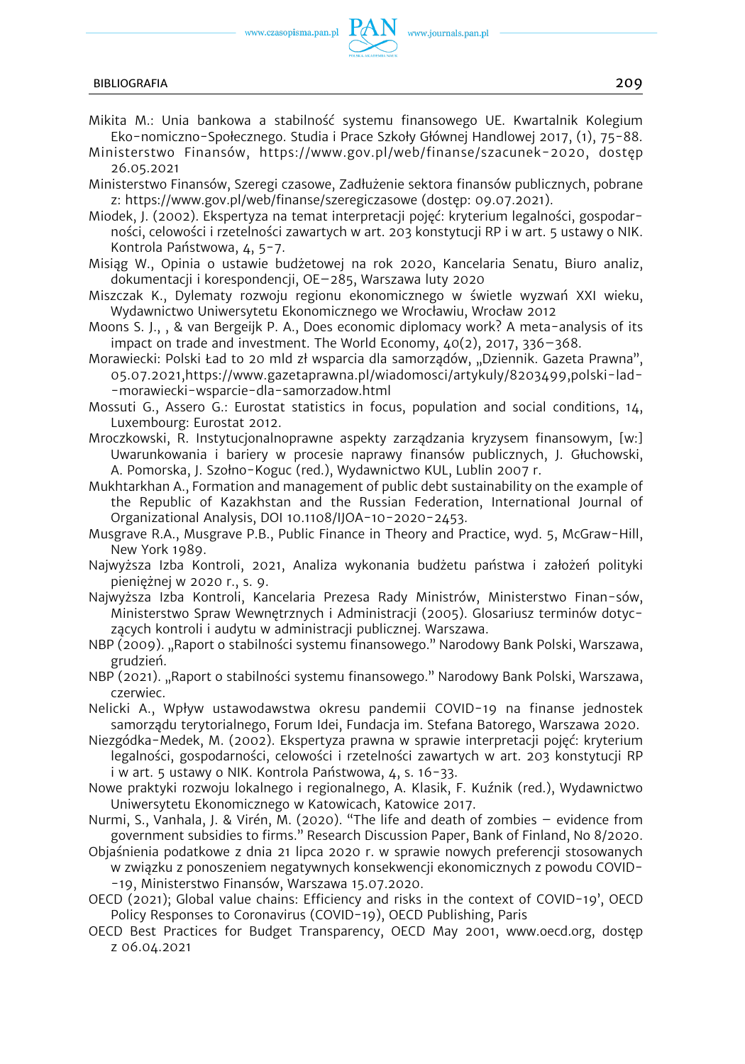Mikita M.: Unia bankowa a stabilność systemu finansowego UE. Kwartalnik Kolegium Eko-nomiczno-Społecznego. Studia i Prace Szkoły Głównej Handlowej 2017, (1), 75-88.

Ministerstwo Finansów, https://www.gov.pl/web/finanse/szacunek-2020, dostęp 26.05.2021

Ministerstwo Finansów, Szeregi czasowe, Zadłużenie sektora finansów publicznych, pobrane z: https://www.gov.pl/web/finanse/szeregiczasowe (dostęp: 09.07.2021).

Miodek, J. (2002). Ekspertyza na temat interpretacji pojęć: kryterium legalności, gospodarności, celowości i rzetelności zawartych w art. 203 konstytucji RP i w art. 5 ustawy o NIK. Kontrola Państwowa, 4, 5-7.

Misiąg W., Opinia o ustawie budżetowej na rok 2020, Kancelaria Senatu, Biuro analiz, dokumentacji i korespondencji, OE–285, Warszawa luty 2020

Miszczak K., Dylematy rozwoju regionu ekonomicznego w świetle wyzwań XXI wieku, Wydawnictwo Uniwersytetu Ekonomicznego we Wrocławiu, Wrocław 2012

Moons S. J., , & van Bergeijk P. A., Does economic diplomacy work? A meta-analysis of its impact on trade and investment. The World Economy, 40(2), 2017, 336–368.

Morawiecki: Polski Ład to 20 mld zł wsparcia dla samorządów, „Dziennik. Gazeta Prawna", 05.07.2021,https://www.gazetaprawna.pl/wiadomosci/artykuly/8203499,polski-lad--morawiecki-wsparcie-dla-samorzadow.html

Mossuti G., Assero G.: Eurostat statistics in focus, population and social conditions, 14, Luxembourg: Eurostat 2012.

Mroczkowski, R. Instytucjonalnoprawne aspekty zarządzania kryzysem finansowym, [w:] Uwarunkowania i bariery w procesie naprawy finansów publicznych, J. Głuchowski, A. Pomorska, J. Szołno-Koguc (red.), Wydawnictwo KUL, Lublin 2007 r.

Mukhtarkhan A., Formation and management of public debt sustainability on the example of the Republic of Kazakhstan and the Russian Federation, International Journal of Organizational Analysis, DOI 10.1108/IJOA-10-2020-2453.

Musgrave R.A., Musgrave P.B., Public Finance in Theory and Practice, wyd. 5, McGraw-Hill, New York 1989.

Najwyższa Izba Kontroli, 2021, Analiza wykonania budżetu państwa i założeń polityki pieniężnej w 2020 r., s. 9.

Najwyższa Izba Kontroli, Kancelaria Prezesa Rady Ministrów, Ministerstwo Finan-sów, Ministerstwo Spraw Wewnętrznych i Administracji (2005). Glosariusz terminów dotyczących kontroli i audytu w administracji publicznej. Warszawa.

NBP (2009). „Raport o stabilności systemu finansowego." Narodowy Bank Polski, Warszawa, grudzień.

NBP (2021). „Raport o stabilności systemu finansowego." Narodowy Bank Polski, Warszawa, czerwiec.

Nelicki A., Wpływ ustawodawstwa okresu pandemii COVID-19 na finanse jednostek samorządu terytorialnego, Forum Idei, Fundacja im. Stefana Batorego, Warszawa 2020.

Niezgódka-Medek, M. (2002). Ekspertyza prawna w sprawie interpretacji pojęć: kryterium legalności, gospodarności, celowości i rzetelności zawartych w art. 203 konstytucji RP i w art. 5 ustawy o NIK. Kontrola Państwowa, 4, s. 16-33.

Nowe praktyki rozwoju lokalnego i regionalnego, A. Klasik, F. Kuźnik (red.), Wydawnictwo Uniwersytetu Ekonomicznego w Katowicach, Katowice 2017.

Nurmi, S., Vanhala, J. & Virén, M. (2020). "The life and death of zombies – evidence from government subsidies to firms." Research Discussion Paper, Bank of Finland, No 8/2020.

Objaśnienia podatkowe z dnia 21 lipca 2020 r. w sprawie nowych preferencji stosowanych w związku z ponoszeniem negatywnych konsekwencji ekonomicznych z powodu COVID--19, Ministerstwo Finansów, Warszawa 15.07.2020.

OECD (2021); Global value chains: Efficiency and risks in the context of COVID-19', OECD Policy Responses to Coronavirus (COVID-19), OECD Publishing, Paris

OECD Best Practices for Budget Transparency, OECD May 2001, www.oecd.org, dostęp z 06.04.2021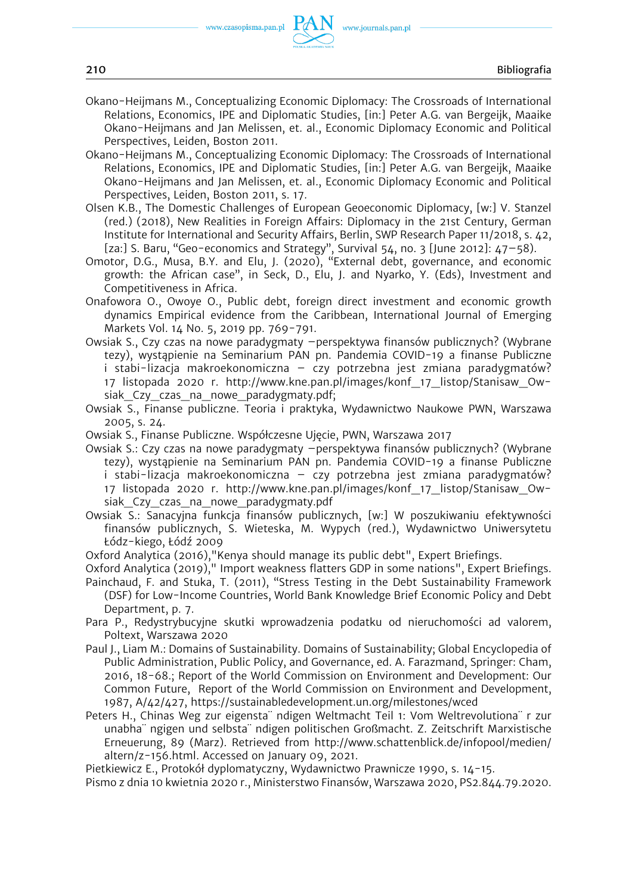Okano-Heijmans M., Conceptualizing Economic Diplomacy: The Crossroads of International Relations, Economics, IPE and Diplomatic Studies, [in:] Peter A.G. van Bergeijk, Maaike Okano-Heijmans and Jan Melissen, et. al., Economic Diplomacy Economic and Political Perspectives, Leiden, Boston 2011.

Okano-Heijmans M., Conceptualizing Economic Diplomacy: The Crossroads of International Relations, Economics, IPE and Diplomatic Studies, [in:] Peter A.G. van Bergeijk, Maaike Okano-Heijmans and Jan Melissen, et. al., Economic Diplomacy Economic and Political Perspectives, Leiden, Boston 2011, s. 17.

Olsen K.B., The Domestic Challenges of European Geoeconomic Diplomacy, [w:] V. Stanzel (red.) (2018), New Realities in Foreign Affairs: Diplomacy in the 21st Century, German Institute for International and Security Affairs, Berlin, SWP Research Paper 11/2018, s. 42, [za:] S. Baru, "Geo-economics and Strategy", Survival 54, no. 3 (June 2012): 47–58).

Omotor, D.G., Musa, B.Y. and Elu, J. (2020), "External debt, governance, and economic growth: the African case", in Seck, D., Elu, J. and Nyarko, Y. (Eds), Investment and Competitiveness in Africa.

Onafowora O., Owoye O., Public debt, foreign direct investment and economic growth dynamics Empirical evidence from the Caribbean, International Journal of Emerging Markets Vol. 14 No. 5, 2019 pp. 769-791.

Owsiak S., Czy czas na nowe paradygmaty –perspektywa finansów publicznych? (Wybrane tezy), wystąpienie na Seminarium PAN pn. Pandemia COVID-19 a finanse Publiczne i stabi-lizacja makroekonomiczna – czy potrzebna jest zmiana paradygmatów? 17 listopada 2020 r. http://www.kne.pan.pl/images/konf_17_listop/Stanisaw_Owsiak_Czy_czas_na_nowe_paradygmaty.pdf;

Owsiak S., Finanse publiczne. Teoria i praktyka, Wydawnictwo Naukowe PWN, Warszawa 2005, s. 24.

Owsiak S., Finanse Publiczne. Współczesne Ujęcie, PWN, Warszawa 2017

Owsiak S.: Czy czas na nowe paradygmaty –perspektywa finansów publicznych? (Wybrane tezy), wystąpienie na Seminarium PAN pn. Pandemia COVID-19 a finanse Publiczne i stabi-lizacja makroekonomiczna – czy potrzebna jest zmiana paradygmatów? 17 listopada 2020 r. http://www.kne.pan.pl/images/konf_17_listop/Stanisaw_Owsiak_Czy_czas_na_nowe_paradygmaty.pdf

Owsiak S.: Sanacyjna funkcja finansów publicznych, [w:] W poszukiwaniu efektywności finansów publicznych, S. Wieteska, M. Wypych (red.), Wydawnictwo Uniwersytetu Łódz-kiego, Łódź 2009

Oxford Analytica (2016),"Kenya should manage its public debt", Expert Briefings.

Oxford Analytica (2019)," Import weakness flatters GDP in some nations", Expert Briefings.

Painchaud, F. and Stuka, T. (2011), "Stress Testing in the Debt Sustainability Framework (DSF) for Low-Income Countries, World Bank Knowledge Brief Economic Policy and Debt Department, p. 7.

Para P., Redystrybucyjne skutki wprowadzenia podatku od nieruchomości ad valorem, Poltext, Warszawa 2020

Paul J., Liam M.: Domains of Sustainability. Domains of Sustainability; Global Encyclopedia of Public Administration, Public Policy, and Governance, ed. A. Farazmand, Springer: Cham, 2016, 18-68.; Report of the World Commission on Environment and Development: Our Common Future, Report of the World Commission on Environment and Development, 1987, A/42/427, https://sustainabledevelopment.un.org/milestones/wced

Peters H., Chinas Weg zur eigenstä ndigen Weltmacht Teil 1: Vom Weltrevolutionä r zur unabhä ngigen und selbstä ndigen politischen Großmacht. Z. Zeitschrift Marxistische Erneuerung, 89 (Marz). Retrieved from http://www.schattenblick.de/infopool/medien/altern/z-156.html. Accessed on January 09, 2021.

Pietkiewicz E., Protokół dyplomatyczny, Wydawnictwo Prawnicze 1990, s. 14-15.

Pismo z dnia 10 kwietnia 2020 r., Ministerstwo Finansów, Warszawa 2020, PS2.844.79.2020.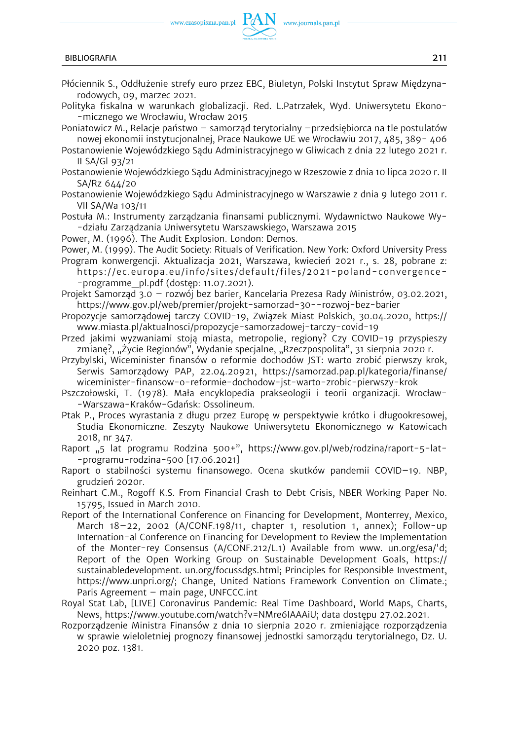Płóciennik S., Oddłużenie strefy euro przez EBC, Biuletyn, Polski Instytut Spraw Międzynarodowych, 09, marzec 2021.

Polityka fiskalna w warunkach globalizacji. Red. L.Patrzałek, Wyd. Uniwersytetu Ekonomicznego we Wrocławiu, Wrocław 2015

Poniatowicz M., Relacje państwo – samorząd terytorialny –przedsiębiorca na tle postulatów nowej ekonomii instytucjonalnej, Prace Naukowe UE we Wrocławiu 2017, 485, 389- 406

Postanowienie Wojewódzkiego Sądu Administracyjnego w Gliwicach z dnia 22 lutego 2021 r. II SA/Gl 93/21

Postanowienie Wojewódzkiego Sądu Administracyjnego w Rzeszowie z dnia 10 lipca 2020 r. II SA/Rz 644/20

Postanowienie Wojewódzkiego Sądu Administracyjnego w Warszawie z dnia 9 lutego 2011 r. VII SA/Wa 103/11

Postuła M.: Instrumenty zarządzania finansami publicznymi. Wydawnictwo Naukowe Wydziału Zarządzania Uniwersytetu Warszawskiego, Warszawa 2015

Power, M. (1996). The Audit Explosion. London: Demos.

Power, M. (1999). The Audit Society: Rituals of Verification. New York: Oxford University Press

Program konwergencji. Aktualizacja 2021, Warszawa, kwiecień 2021 r., s. 28, pobrane z: https://ec.europa.eu/info/sites/default/files/2021-poland-convergence-programme_pl.pdf (dostęp: 11.07.2021).

Projekt Samorząd 3.0 – rozwój bez barier, Kancelaria Prezesa Rady Ministrów, 03.02.2021, https://www.gov.pl/web/premier/projekt-samorzad-30--rozwoj-bez-barier

Propozycje samorządowej tarczy COVID-19, Związek Miast Polskich, 30.04.2020, https://www.miasta.pl/aktualnosci/propozycje-samorzadowej-tarczy-covid-19

Przed jakimi wyzwaniami stoją miasta, metropolie, regiony? Czy COVID-19 przyspieszy zmianę?, „Życie Regionów", Wydanie specjalne, „Rzeczpospolita", 31 sierpnia 2020 r.

Przybylski, Wiceminister finansów o reformie dochodów JST: warto zrobić pierwszy krok, Serwis Samorządowy PAP, 22.04.20921, https://samorzad.pap.pl/kategoria/finanse/wiceminister-finansow-o-reformie-dochodow-jst-warto-zrobic-pierwszy-krok

Pszczołowski, T. (1978). Mała encyklopedia prakseologii i teorii organizacji. Wrocław-Warszawa-Kraków-Gdańsk: Ossolineum.

Ptak P., Proces wyrastania z długu przez Europę w perspektywie krótko i długookresowej, Studia Ekonomiczne. Zeszyty Naukowe Uniwersytetu Ekonomicznego w Katowicach 2018, nr 347.

Raport „5 lat programu Rodzina 500+", https://www.gov.pl/web/rodzina/raport-5-lat-programu-rodzina-500 [17.06.2021]

Raport o stabilności systemu finansowego. Ocena skutków pandemii COVID–19. NBP, grudzień 2020r.

Reinhart C.M., Rogoff K.S. From Financial Crash to Debt Crisis, NBER Working Paper No. 15795, Issued in March 2010.

Report of the International Conference on Financing for Development, Monterrey, Mexico, March 18–22, 2002 (A/CONF.198/11, chapter 1, resolution 1, annex); Follow-up Internation-al Conference on Financing for Development to Review the Implementation of the Monter-rey Consensus (A/CONF.212/L.1) Available from www. un.org/esa/'d; Report of the Open Working Group on Sustainable Development Goals, https://sustainabledevelopment. un.org/focussdgs.html; Principles for Responsible Investment, https://www.unpri.org/; Change, United Nations Framework Convention on Climate.; Paris Agreement – main page, UNFCCC.int

Royal Stat Lab, [LIVE] Coronavirus Pandemic: Real Time Dashboard, World Maps, Charts, News, https://www.youtube.com/watch?v=NMre6IAAAiU; data dostępu 27.02.2021.

Rozporządzenie Ministra Finansów z dnia 10 sierpnia 2020 r. zmieniające rozporządzenia w sprawie wieloletniej prognozy finansowej jednostki samorządu terytorialnego, Dz. U. 2020 poz. 1381.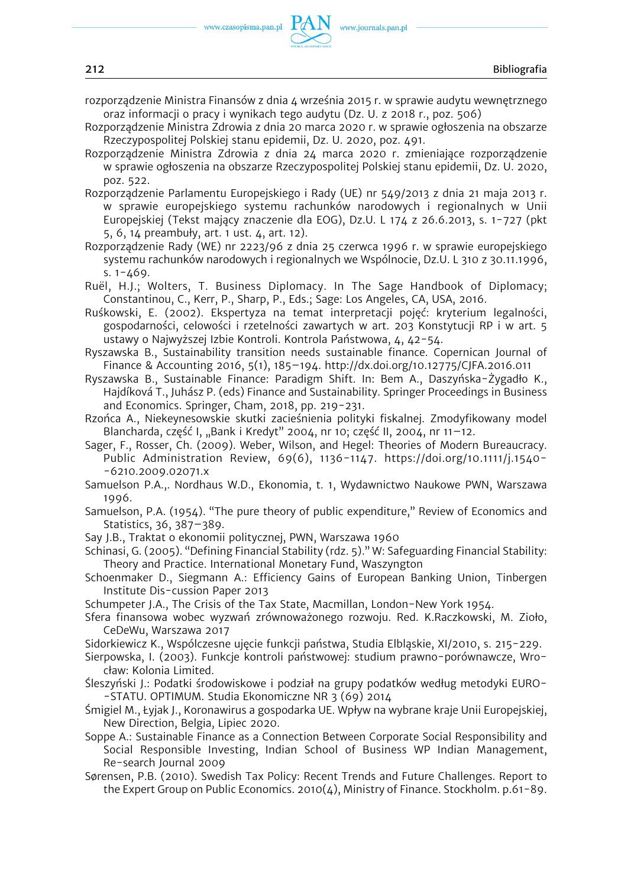rozporządzenie Ministra Finansów z dnia 4 września 2015 r. w sprawie audytu wewnętrznego oraz informacji o pracy i wynikach tego audytu (Dz. U. z 2018 r., poz. 506)

Rozporządzenie Ministra Zdrowia z dnia 20 marca 2020 r. w sprawie ogłoszenia na obszarze Rzeczypospolitej Polskiej stanu epidemii, Dz. U. 2020, poz. 491.

Rozporządzenie Ministra Zdrowia z dnia 24 marca 2020 r. zmieniające rozporządzenie w sprawie ogłoszenia na obszarze Rzeczypospolitej Polskiej stanu epidemii, Dz. U. 2020, poz. 522.

Rozporządzenie Parlamentu Europejskiego i Rady (UE) nr 549/2013 z dnia 21 maja 2013 r. w sprawie europejskiego systemu rachunków narodowych i regionalnych w Unii Europejskiej (Tekst mający znaczenie dla EOG), Dz.U. L 174 z 26.6.2013, s. 1-727 (pkt 5, 6, 14 preambuły, art. 1 ust. 4, art. 12).

Rozporządzenie Rady (WE) nr 2223/96 z dnia 25 czerwca 1996 r. w sprawie europejskiego systemu rachunków narodowych i regionalnych we Wspólnocie, Dz.U. L 310 z 30.11.1996, s. 1-469.

Ruël, H.J.; Wolters, T. Business Diplomacy. In The Sage Handbook of Diplomacy; Constantinou, C., Kerr, P., Sharp, P., Eds.; Sage: Los Angeles, CA, USA, 2016.

Ruśkowski, E. (2002). Ekspertyza na temat interpretacji pojęć: kryterium legalności, gospodarności, celowości i rzetelności zawartych w art. 203 Konstytucji RP i w art. 5 ustawy o Najwyższej Izbie Kontroli. Kontrola Państwowa, 4, 42-54.

Ryszawska B., Sustainability transition needs sustainable finance. Copernican Journal of Finance & Accounting 2016, 5(1), 185–194. http://dx.doi.org/10.12775/CJFA.2016.011

Ryszawska B., Sustainable Finance: Paradigm Shift. In: Bem A., Daszyńska-Żygadło K., Hajdíková T., Juhász P. (eds) Finance and Sustainability. Springer Proceedings in Business and Economics. Springer, Cham, 2018, pp. 219-231.

Rzońca A., Niekeynesowskie skutki zacieśnienia polityki fiskalnej. Zmodyfikowany model Blancharda, część I, „Bank i Kredyt" 2004, nr 10; część II, 2004, nr 11–12.

Sager, F., Rosser, Ch. (2009). Weber, Wilson, and Hegel: Theories of Modern Bureaucracy. Public Administration Review, 69(6), 1136-1147. https://doi.org/10.1111/j.1540--6210.2009.02071.x

Samuelson P.A.,. Nordhaus W.D., Ekonomia, t. 1, Wydawnictwo Naukowe PWN, Warszawa 1996.

Samuelson, P.A. (1954). "The pure theory of public expenditure," Review of Economics and Statistics, 36, 387–389.

Say J.B., Traktat o ekonomii politycznej, PWN, Warszawa 1960

Schinasi, G. (2005). "Defining Financial Stability (rdz. 5)." W: Safeguarding Financial Stability: Theory and Practice. International Monetary Fund, Waszyngton

Schoenmaker D., Siegmann A.: Efficiency Gains of European Banking Union, Tinbergen Institute Dis-cussion Paper 2013

Schumpeter J.A., The Crisis of the Tax State, Macmillan, London-New York 1954.

Sfera finansowa wobec wyzwań zrównoważonego rozwoju. Red. K.Raczkowski, M. Zioło, CeDeWu, Warszawa 2017

Sidorkiewicz K., Współczesne ujęcie funkcji państwa, Studia Elbląskie, XI/2010, s. 215-229.

Sierpowska, I. (2003). Funkcje kontroli państwowej: studium prawno-porównawcze, Wrocław: Kolonia Limited.

Śleszyński J.: Podatki środowiskowe i podział na grupy podatków według metodyki EURO--STATU. OPTIMUM. Studia Ekonomiczne NR 3 (69) 2014

Śmigiel M., Łyjak J., Koronawirus a gospodarka UE. Wpływ na wybrane kraje Unii Europejskiej, New Direction, Belgia, Lipiec 2020.

Soppe A.: Sustainable Finance as a Connection Between Corporate Social Responsibility and Social Responsible Investing, Indian School of Business WP Indian Management, Re-search Journal 2009

Sørensen, P.B. (2010). Swedish Tax Policy: Recent Trends and Future Challenges. Report to the Expert Group on Public Economics. 2010(4), Ministry of Finance. Stockholm. p.61-89.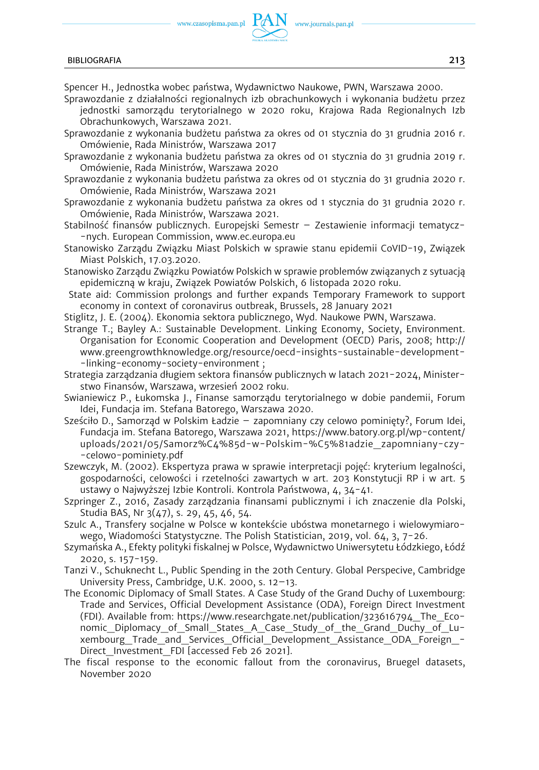Spencer H., Jednostka wobec państwa, Wydawnictwo Naukowe, PWN, Warszawa 2000.

Sprawozdanie z działalności regionalnych izb obrachunkowych i wykonania budżetu przez jednostki samorządu terytorialnego w 2020 roku, Krajowa Rada Regionalnych Izb Obrachunkowych, Warszawa 2021.

Sprawozdanie z wykonania budżetu państwa za okres od 01 stycznia do 31 grudnia 2016 r. Omówienie, Rada Ministrów, Warszawa 2017

Sprawozdanie z wykonania budżetu państwa za okres od 01 stycznia do 31 grudnia 2019 r. Omówienie, Rada Ministrów, Warszawa 2020

Sprawozdanie z wykonania budżetu państwa za okres od 01 stycznia do 31 grudnia 2020 r. Omówienie, Rada Ministrów, Warszawa 2021

Sprawozdanie z wykonania budżetu państwa za okres od 1 stycznia do 31 grudnia 2020 r. Omówienie, Rada Ministrów, Warszawa 2021.

Stabilność finansów publicznych. Europejski Semestr – Zestawienie informacji tematycz--nych. European Commission, www.ec.europa.eu

Stanowisko Zarządu Związku Miast Polskich w sprawie stanu epidemii CoVID-19, Związek Miast Polskich, 17.03.2020.

Stanowisko Zarządu Związku Powiatów Polskich w sprawie problemów związanych z sytuacją epidemiczną w kraju, Związek Powiatów Polskich, 6 listopada 2020 roku.

State aid: Commission prolongs and further expands Temporary Framework to support economy in context of coronavirus outbreak, Brussels, 28 January 2021

Stiglitz, J. E. (2004). Ekonomia sektora publicznego, Wyd. Naukowe PWN, Warszawa.

Strange T.; Bayley A.: Sustainable Development. Linking Economy, Society, Environment. Organisation for Economic Cooperation and Development (OECD) Paris, 2008; http://www.greengrowthknowledge.org/resource/oecd-insights-sustainable-development--linking-economy-society-environment ;

Strategia zarządzania długiem sektora finansów publicznych w latach 2021-2024, Ministerstwo Finansów, Warszawa, wrzesień 2002 roku.

Swianiewicz P., Łukomska J., Finanse samorządu terytorialnego w dobie pandemii, Forum Idei, Fundacja im. Stefana Batorego, Warszawa 2020.

Sześciło D., Samorząd w Polskim Ładzie – zapomniany czy celowo pominięty?, Forum Idei, Fundacja im. Stefana Batorego, Warszawa 2021, https://www.batory.org.pl/wp-content/uploads/2021/05/Samorz%C4%85d-w-Polskim-%C5%81adzie_zapomniany-czy--celowo-pominiety.pdf

Szewczyk, M. (2002). Ekspertyza prawa w sprawie interpretacji pojęć: kryterium legalności, gospodarności, celowości i rzetelności zawartych w art. 203 Konstytucji RP i w art. 5 ustawy o Najwyższej Izbie Kontroli. Kontrola Państwowa, 4, 34-41.

Szpringer Z., 2016, Zasady zarządzania finansami publicznymi i ich znaczenie dla Polski, Studia BAS, Nr 3(47), s. 29, 45, 46, 54.

Szulc A., Transfery socjalne w Polsce w kontekście ubóstwa monetarnego i wielowymiarowego, Wiadomości Statystyczne. The Polish Statistician, 2019, vol. 64, 3, 7-26.

Szymańska A., Efekty polityki fiskalnej w Polsce, Wydawnictwo Uniwersytetu Łódzkiego, Łódź 2020, s. 157-159.

Tanzi V., Schuknecht L., Public Spending in the 20th Century. Global Perspecive, Cambridge University Press, Cambridge, U.K. 2000, s. 12–13.

The Economic Diplomacy of Small States. A Case Study of the Grand Duchy of Luxembourg: Trade and Services, Official Development Assistance (ODA), Foreign Direct Investment (FDI). Available from: https://www.researchgate.net/publication/323616794_The_Economic_Diplomacy_of_Small_States_A_Case_Study_of_the_Grand_Duchy_of_Luxembourg_Trade_and_Services_Official_Development_Assistance_ODA_Foreign_-Direct_Investment_FDI [accessed Feb 26 2021].

The fiscal response to the economic fallout from the coronavirus, Bruegel datasets, November 2020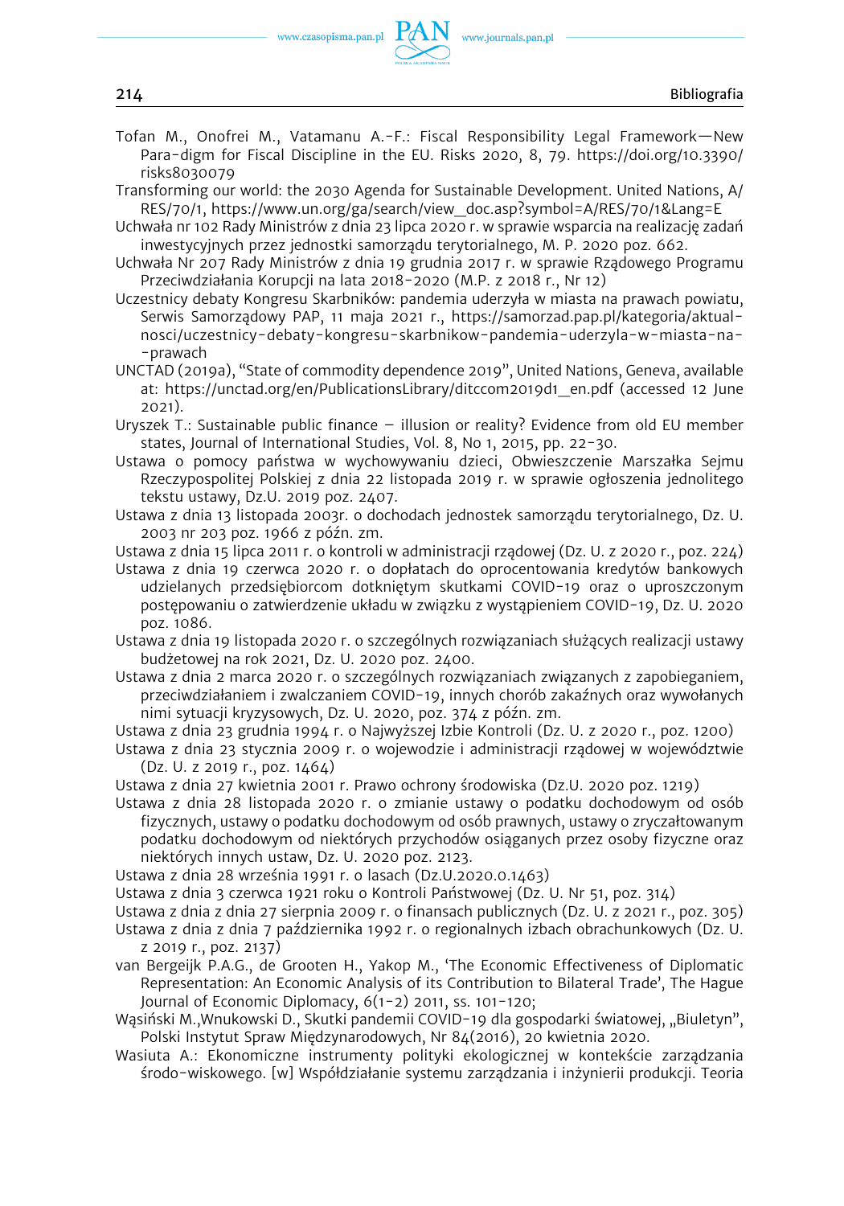Tofan M., Onofrei M., Vatamanu A.-F.: Fiscal Responsibility Legal Framework—New Para-digm for Fiscal Discipline in the EU. Risks 2020, 8, 79. https://doi.org/10.3390/risks8030079

Transforming our world: the 2030 Agenda for Sustainable Development. United Nations, A/RES/70/1, https://www.un.org/ga/search/view_doc.asp?symbol=A/RES/70/1&Lang=E

Uchwała nr 102 Rady Ministrów z dnia 23 lipca 2020 r. w sprawie wsparcia na realizację zadań inwestycyjnych przez jednostki samorządu terytorialnego, M. P. 2020 poz. 662.

Uchwała Nr 207 Rady Ministrów z dnia 19 grudnia 2017 r. w sprawie Rządowego Programu Przeciwdziałania Korupcji na lata 2018-2020 (M.P. z 2018 r., Nr 12)

Uczestnicy debaty Kongresu Skarbników: pandemia uderzyła w miasta na prawach powiatu, Serwis Samorządowy PAP, 11 maja 2021 r., https://samorzad.pap.pl/kategoria/aktualnosci/uczestnicy-debaty-kongresu-skarbnikow-pandemia-uderzyla-w-miasta-na--prawach

UNCTAD (2019a), "State of commodity dependence 2019", United Nations, Geneva, available at: https://unctad.org/en/PublicationsLibrary/ditccom2019d1_en.pdf (accessed 12 June 2021).

Uryszek T.: Sustainable public finance – illusion or reality? Evidence from old EU member states, Journal of International Studies, Vol. 8, No 1, 2015, pp. 22-30.

Ustawa o pomocy państwa w wychowywaniu dzieci, Obwieszczenie Marszałka Sejmu Rzeczypospolitej Polskiej z dnia 22 listopada 2019 r. w sprawie ogłoszenia jednolitego tekstu ustawy, Dz.U. 2019 poz. 2407.

Ustawa z dnia 13 listopada 2003r. o dochodach jednostek samorządu terytorialnego, Dz. U. 2003 nr 203 poz. 1966 z późn. zm.

Ustawa z dnia 15 lipca 2011 r. o kontroli w administracji rządowej (Dz. U. z 2020 r., poz. 224)

Ustawa z dnia 19 czerwca 2020 r. o dopłatach do oprocentowania kredytów bankowych udzielanych przedsiębiorcom dotkniętym skutkami COVID-19 oraz o uproszczonym postępowaniu o zatwierdzenie układu w związku z wystąpieniem COVID-19, Dz. U. 2020 poz. 1086.

Ustawa z dnia 19 listopada 2020 r. o szczególnych rozwiązaniach służących realizacji ustawy budżetowej na rok 2021, Dz. U. 2020 poz. 2400.

Ustawa z dnia 2 marca 2020 r. o szczególnych rozwiązaniach związanych z zapobieganiem, przeciwdziałaniem i zwalczaniem COVID-19, innych chorób zakaźnych oraz wywołanych nimi sytuacji kryzysowych, Dz. U. 2020, poz. 374 z późn. zm.

Ustawa z dnia 23 grudnia 1994 r. o Najwyższej Izbie Kontroli (Dz. U. z 2020 r., poz. 1200)

Ustawa z dnia 23 stycznia 2009 r. o wojewodzie i administracji rządowej w województwie (Dz. U. z 2019 r., poz. 1464)

Ustawa z dnia 27 kwietnia 2001 r. Prawo ochrony środowiska (Dz.U. 2020 poz. 1219)

Ustawa z dnia 28 listopada 2020 r. o zmianie ustawy o podatku dochodowym od osób fizycznych, ustawy o podatku dochodowym od osób prawnych, ustawy o zryczałtowanym podatku dochodowym od niektórych przychodów osiąganych przez osoby fizyczne oraz niektórych innych ustaw, Dz. U. 2020 poz. 2123.

Ustawa z dnia 28 września 1991 r. o lasach (Dz.U.2020.0.1463)

Ustawa z dnia 3 czerwca 1921 roku o Kontroli Państwowej (Dz. U. Nr 51, poz. 314)

Ustawa z dnia z dnia 27 sierpnia 2009 r. o finansach publicznych (Dz. U. z 2021 r., poz. 305)

Ustawa z dnia z dnia 7 października 1992 r. o regionalnych izbach obrachunkowych (Dz. U. z 2019 r., poz. 2137)

van Bergeijk P.A.G., de Grooten H., Yakop M., 'The Economic Effectiveness of Diplomatic Representation: An Economic Analysis of its Contribution to Bilateral Trade', The Hague Journal of Economic Diplomacy, 6(1-2) 2011, ss. 101-120;

Wąsiński M.,Wnukowski D., Skutki pandemii COVID-19 dla gospodarki światowej, „Biuletyn", Polski Instytut Spraw Międzynarodowych, Nr 84(2016), 20 kwietnia 2020.

Wasiuta A.: Ekonomiczne instrumenty polityki ekologicznej w kontekście zarządzania środo-wiskowego. [w] Współdziałanie systemu zarządzania i inżynierii produkcji. Teoria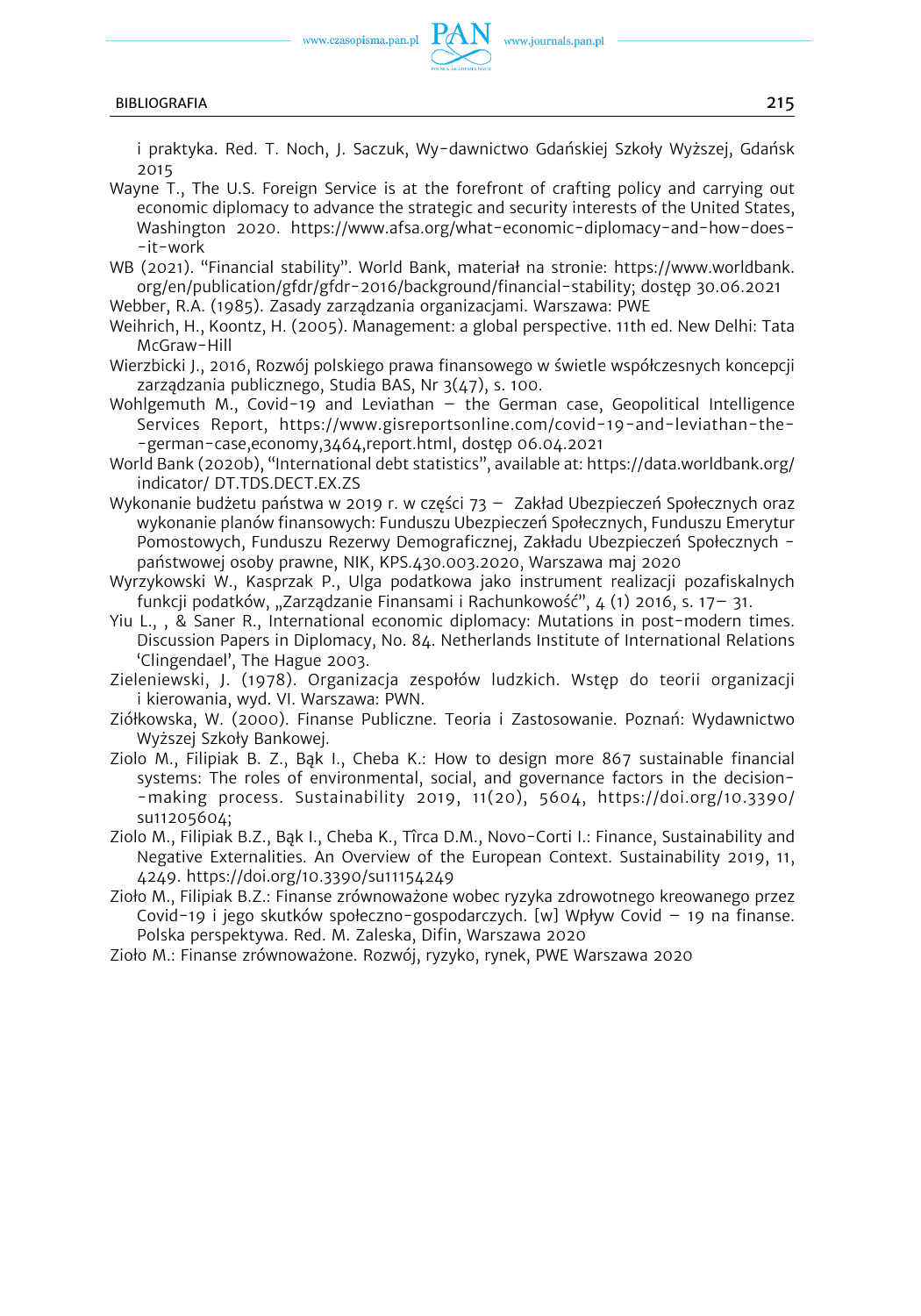i praktyka. Red. T. Noch, J. Saczuk, Wy-dawnictwo Gdańskiej Szkoły Wyższej, Gdańsk 2015

Wayne T., The U.S. Foreign Service is at the forefront of crafting policy and carrying out economic diplomacy to advance the strategic and security interests of the United States, Washington 2020. https://www.afsa.org/what-economic-diplomacy-and-how-does--it-work

WB (2021). "Financial stability". World Bank, materiał na stronie: https://www.worldbank.org/en/publication/gfdr/gfdr-2016/background/financial-stability; dostęp 30.06.2021

Webber, R.A. (1985). Zasady zarządzania organizacjami. Warszawa: PWE

Weihrich, H., Koontz, H. (2005). Management: a global perspective. 11th ed. New Delhi: Tata McGraw-Hill

Wierzbicki J., 2016, Rozwój polskiego prawa finansowego w świetle współczesnych koncepcji zarządzania publicznego, Studia BAS, Nr 3(47), s. 100.

Wohlgemuth M., Covid-19 and Leviathan – the German case, Geopolitical Intelligence Services Report, https://www.gisreportsonline.com/covid-19-and-leviathan-the--german-case,economy,3464,report.html, dostęp 06.04.2021

World Bank (2020b), "International debt statistics", available at: https://data.worldbank.org/indicator/ DT.TDS.DECT.EX.ZS

Wykonanie budżetu państwa w 2019 r. w części 73 – Zakład Ubezpieczeń Społecznych oraz wykonanie planów finansowych: Funduszu Ubezpieczeń Społecznych, Funduszu Emerytur Pomostowych, Funduszu Rezerwy Demograficznej, Zakładu Ubezpieczeń Społecznych - państwowej osoby prawne, NIK, KPS.430.003.2020, Warszawa maj 2020

Wyrzykowski W., Kasprzak P., Ulga podatkowa jako instrument realizacji pozafiskalnych funkcji podatków, „Zarządzanie Finansami i Rachunkowość", 4 (1) 2016, s. 17– 31.

Yiu L., , & Saner R., International economic diplomacy: Mutations in post-modern times. Discussion Papers in Diplomacy, No. 84. Netherlands Institute of International Relations 'Clingendael', The Hague 2003.

Zieleniewski, J. (1978). Organizacja zespołów ludzkich. Wstęp do teorii organizacji i kierowania, wyd. VI. Warszawa: PWN.

Ziółkowska, W. (2000). Finanse Publiczne. Teoria i Zastosowanie. Poznań: Wydawnictwo Wyższej Szkoły Bankowej.

Ziolo M., Filipiak B. Z., Bąk I., Cheba K.: How to design more 867 sustainable financial systems: The roles of environmental, social, and governance factors in the decision--making process. Sustainability 2019, 11(20), 5604, https://doi.org/10.3390/su11205604;

Ziolo M., Filipiak B.Z., Bąk I., Cheba K., Tîrca D.M., Novo-Corti I.: Finance, Sustainability and Negative Externalities. An Overview of the European Context. Sustainability 2019, 11, 4249. https://doi.org/10.3390/su11154249

Zioło M., Filipiak B.Z.: Finanse zrównoważone wobec ryzyka zdrowotnego kreowanego przez Covid-19 i jego skutków społeczno-gospodarczych. [w] Wpływ Covid – 19 na finanse. Polska perspektywa. Red. M. Zaleska, Difin, Warszawa 2020

Zioło M.: Finanse zrównoważone. Rozwój, ryzyko, rynek, PWE Warszawa 2020